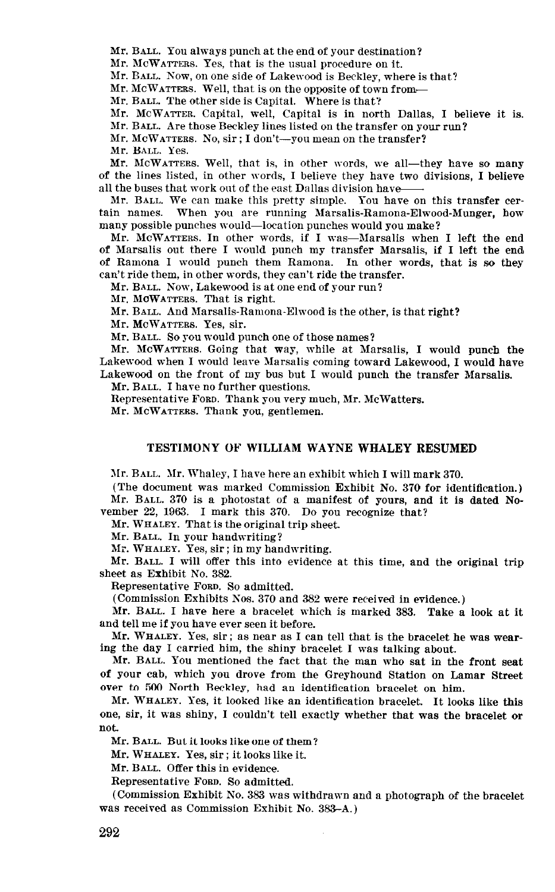Mr. BALL. You always punch at the end of your destination?

Mr. MCWATTERS. Yes, that is the usual procedure on it.

Mr. BALL. Now, on one side of Lakewood is Beckley, where is that?

Mr. MCWATTERS. Well, that is on the opposite of town from—

Mr. BALL. The other side is Capital. Where is that?

Mr. MCWATTER. Capital, well, Capital is in north Dallas, I believe it is.

Mr. BALL. Are those Beckley lines listed on the transfer on your run?

Mr. MCWATTERS. No, sir; I don't—you mean on the transfer?

Mr. BALL. Yes.

Mr. MCWATTERS. Well, that is, in other words, we all—they have so many of the lines listed, in other words, I believe they have two divisions, I believe all the buses that work out of the east Dallas division have——

Mr. BALL. We can make this pretty simple. You have on this transfer certain names. When you are running Marsalis-Ramona-Elwood-Munger, how many possible punches would—location punches would you make?

Mr. MCWATTERS. In other words, if I was—Marsalis when I left the end of Marsalis out there I would punch my transfer Marsalis, if I left the end of Ramona I would punch them Ramona. In other words, that is so they can't ride them, in other words, they can't ride the transfer.

Mr. BALL. Now, Lakewood is at one end of your run?

Mr. MCWATTERS. That is right.

Mr. BALL. And Marsalis-Ramona-Elwood is the other, is that right?

Mr. MCWATTERS. Yes, sir.

Mr. BALL. So you would punch one of those names?

Mr. MCWATTERS. Going that way, while at Marsalis, I would punch the Lakewood when I would leave Marsalis coming toward Lakewood, I would have Lakewood on the front of my bus but I would punch the transfer Marsalis.

Mr. BALL. I have no further questions.

Representative FORD. Thank you very much, Mr. McWatters.

Mr. MCWATTERS. Thank you, gentlemen.

## TESTIMONY OF WILLIAM WAYNE WHALEY RESUMED

Mr. BALL. Mr. Whaley, I have here an exhibit which I will mark 370.

(The document was marked Commission Exhibit No. 370 for identification.)

Mr. BALL. 370 is a photostat of a manifest of yours, and it is dated November 22, 1963. I mark this 370. Do you recognize that?

Mr. WHALEY. That is the original trip sheet.

Mr. BALL. In your handwriting?

Mr. WHALEY. Yes, sir; in my handwriting.

Mr. BALL. I will offer this into evidence at this time, and the original trip sheet as Exhibit No. 382.

Representative FORD. So admitted.

(Commission Exhibits Nos. 370 and 382 were received in evidence.)

Mr. BALL. I have here a bracelet which is marked 383. Take a look at it and tell me if you have ever seen it before.

Mr. WHALEY. Yes, sir; as near as I can tell that is the bracelet he was wearing the day I carried him, the shiny bracelet I was talking about.

Mr. BALL. You mentioned the fact that the man who sat in the front seat of your cab, which you drove from the Greyhound Station on Lamar Street over to 500 North Beckley, had an identification bracelet on him.

Mr. WHALEY. Yes, it looked like an identification bracelet. It looks like this one, sir, it was shiny, I couldn't tell exactly whether that was the bracelet or not.

Mr. BALL. But it looks like one of them?

Mr. WHALEY. Yes, sir; it looks like it.

Mr. BALL. Offer this in evidence.

Representative FORD. So admitted.

(Commission Exhibit No. 383 was withdrawn and a photograph of the bracelet was received as Commission Exhibit No. 383–A.)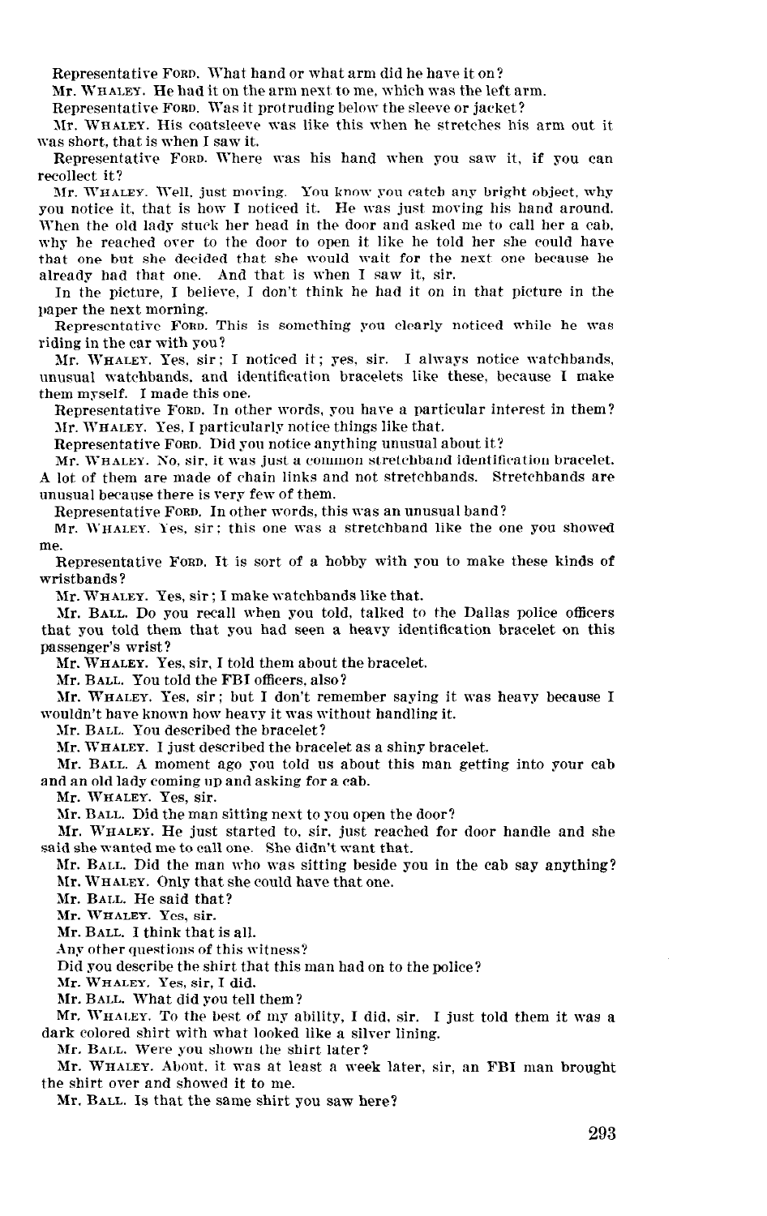Representative FORD. What hand or what arm did he have it on?

Mr. WHALEY. He had it on the arm next to me, which was the left arm.

Representative FORD. Was it protruding below the sleeve or jacket?

Mr. WHALEY. His coatsleeve was like this when he stretches his arm out it was short, that is when I saw it.

Representative FORD. Where was his hand when you saw it, if you can recollect it?

Mr. WHALEY. Well, just moving. You know you catch any bright object, why you notice it, that is how I noticed it. He was just moving his hand around. When the old lady stuck her head in the door and asked me to call her a cab, why he reached over to the door to open it like he told her she could have that one but she decided that she would wait for the next one because he already had that one. And that is when I saw it, sir.

In the picture, I believe, I don't think he had it on in that picture in the paper the next morning.

Representative FORD. This is something you clearly noticed while he was riding in the car with you?

Mr. WHALEY. Yes, sir; I noticed it; yes, sir. I always notice watchbands, unusual watchbands, and identification bracelets like these, because I make them myself. I made this one.

Representative FORD. In other words, you have a particular interest in them?

Mr. WHALEY. Yes, I particularly notice things like that.

Representative FORD. Did you notice anything unusual about it?

Mr. WHALEY. No, sir, it was just a common stretchband identification bracelet. A lot of them are made of chain links and not stretchbands. Stretchbands are unusual because there is very few of them.

Representative FORD. In other words, this was an unusual band?

Mr. WHALEY. Yes, sir; this one was a stretchband like the one you showed me.

Representative FORD. It is sort of a hobby with you to make these kinds of wristbands?

Mr. WHALEY. Yes, sir; I make watchbands like that.

Mr. BALL. Do you recall when you told, talked to the Dallas police officers that you told them that you had seen a heavy identification bracelet on this passenger's wrist?

Mr. WHALEY. Yes, sir, I told them about the bracelet.

Mr. BALL. You told the FBI officers, also?

Mr. WHALEY. Yes, sir; but I don't remember saying it was heavy because I wouldn't have known how heavy it was without handling it.

Mr. BALL. You described the bracelet?

Mr. WHALEY. I just described the bracelet as a shiny bracelet.

Mr. BALL. A moment ago you told us about this man getting into your cab and an old lady coming up and asking for a cab.

Mr. WHALEY. Yes, sir.

Mr. BALL. Did the man sitting next to you open the door?

Mr. WHALEY. He just started to, sir, just reached for door handle and she said she wanted me to call one. She didn't want that.

Mr. BALL. Did the man who was sitting beside you in the cab say anything?

Mr. WHALEY. Only that she could have that one.

Mr. BALL. He said that?

Mr. WHALEY. Yes, sir.

Mr. BALL. I think that is all.

Any other questions of this witness?

Did you describe the shirt that this man had on to the police?

Mr. WHALEY. Yes, sir, I did.

Mr. BALL. What did you tell them?

Mr. WHALEY. To the best of my ability, I did, sir. I just told them it was a dark colored shirt with what looked like a silver lining.

Mr. BALL. Were you shown the shirt later?

Mr. WHALEY. About, it was at least a week later, sir, an FBI man brought the shirt over and showed it to me.

Mr. BALL. Is that the same shirt you saw here?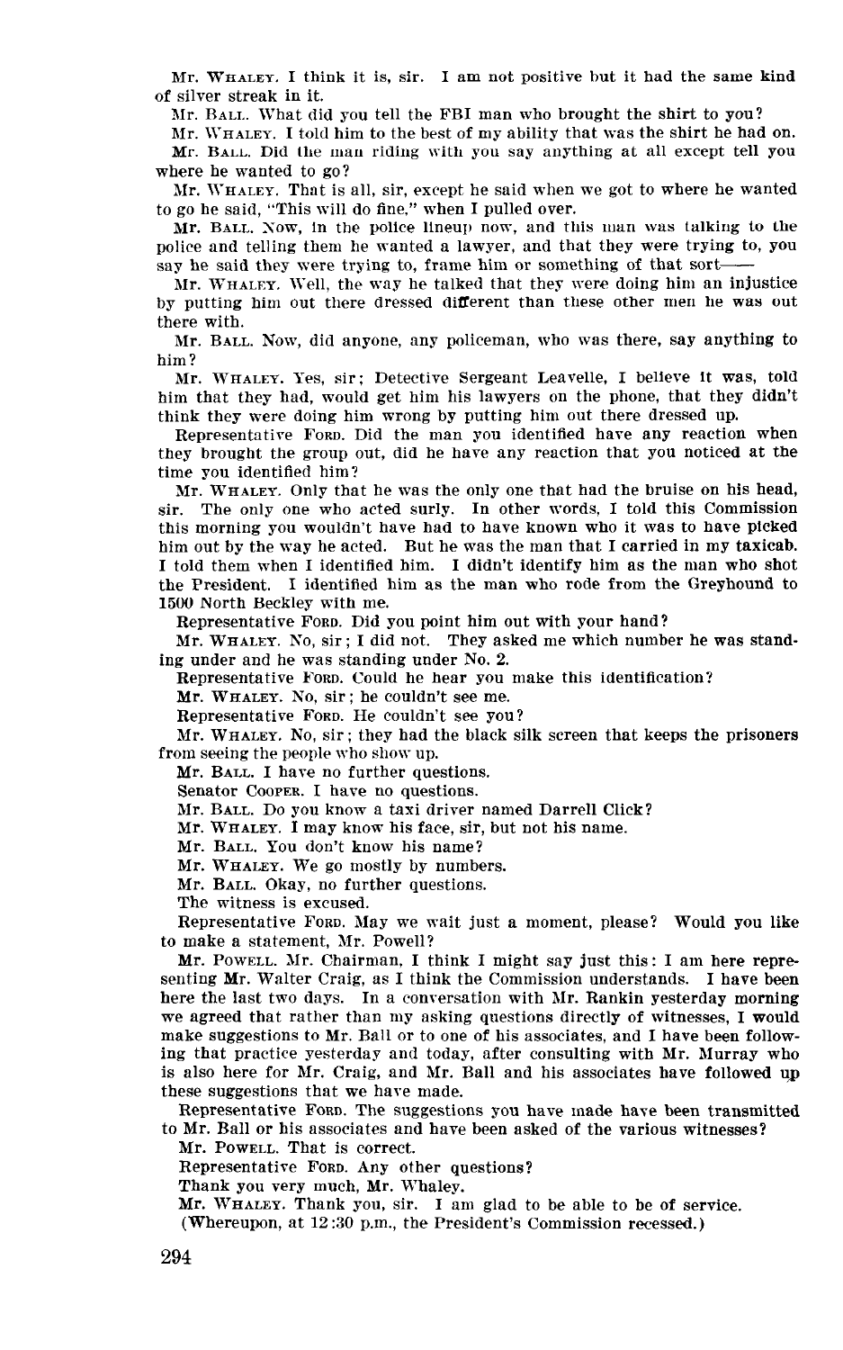Mr. WHALEY. I think it is, sir. I am not positive but it had the same kind of silver streak in it.

Mr. BALL. What did you tell the FBI man who brought the shirt to you?

Mr. WHALEY. I told him to the best of my ability that was the shirt he had on.

Mr. BALL. Did the man riding with you say anything at all except tell you where he wanted to go?

Mr. WHALEY. That is all, sir, except he said when we got to where he wanted to go he said, "This will do fine," when I pulled over.

Mr. BALL. Now, in the police lineup now, and this man was talking to the police and telling them he wanted a lawyer, and that they were trying to, you say he said they were trying to, frame him or something of that sort——

Mr. WHALEY. Well, the way he talked that they were doing him an injustice by putting him out there dressed different than these other men he was out there with.

Mr. BALL. Now, did anyone, any policeman, who was there, say anything to him?

Mr. WHALEY. Yes, sir; Detective Sergeant Leavelle, I believe it was, told him that they had, would get him his lawyers on the phone, that they didn't think they were doing him wrong by putting him out there dressed up.

Representative FORD. Did the man you identified have any reaction when they brought the group out, did he have any reaction that you noticed at the time you identified him?

Mr. WHALEY. Only that he was the only one that had the bruise on his head, sir. The only one who acted surly. In other words, I told this Commission this morning you wouldn't have had to have known who it was to have picked him out by the way he acted. But he was the man that I carried in my taxicab. I told them when I identified him. I didn't identify him as the man who shot the President. I identified him as the man who rode from the Greyhound to 1500 North Beckley with me.

Representative FORD. Did you point him out with your hand?

Mr. WHALEY. No, sir; I did not. They asked me which number he was standing under and he was standing under No. 2.

Representative FORD. Could he hear you make this identification?

Mr. WHALEY. No, sir; he couldn't see me.

Representative FORD. He couldn't see you?

Mr. WHALEY. No, sir; they had the black silk screen that keeps the prisoners from seeing the people who show up.

Mr. BALL. I have no further questions.

Senator COOPER. I have no questions.

Mr. BALL. Do you know a taxi driver named Darrell Click?

Mr. WHALEY. I may know his face, sir, but not his name.

Mr. BALL. You don't know his name?

Mr. WHALEY. We go mostly by numbers.

Mr. BALL. Okay, no further questions.

The witness is excused.

Representative FORD. May we wait just a moment, please? Would you like to make a statement, Mr. Powell?

Mr. POWELL. Mr. Chairman, I think I might say just this: I am here representing Mr. Walter Craig, as I think the Commission understands. I have been here the last two days. In a conversation with Mr. Rankin yesterday morning we agreed that rather than my asking questions directly of witnesses, I would make suggestions to Mr. Ball or to one of his associates, and I have been following that practice yesterday and today, after consulting with Mr. Murray who is also here for Mr. Craig, and Mr. Ball and his associates have followed up these suggestions that we have made.

Representative FORD. The suggestions you have made have been transmitted to Mr. Ball or his associates and have been asked of the various witnesses?

Mr. POWELL. That is correct.

Representative FORD. Any other questions?

Thank you very much, Mr. Whaley.

Mr. WHALEY. Thank you, sir. I am glad to be able to be of service.

(Whereupon, at 12:30 p.m., the President's Commission recessed.)